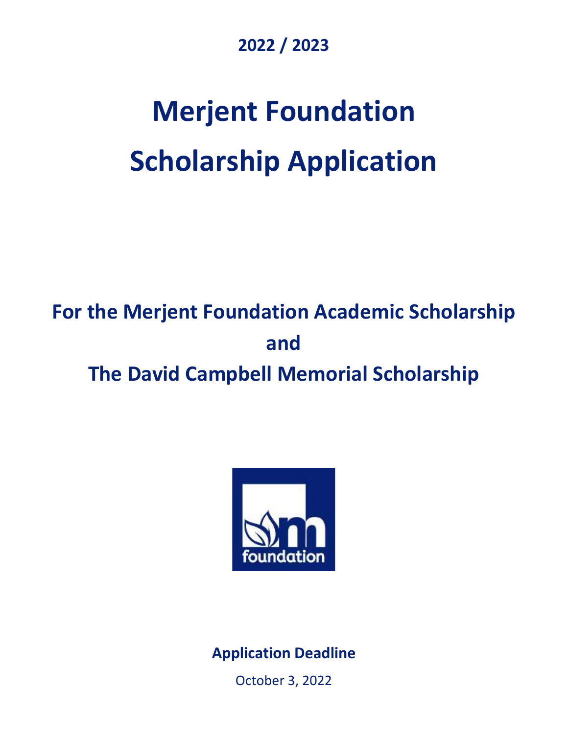**2022 / 2023**

# Merjent Foundation

# Scholarship Application

## For the Merjent Foundation Academic Scholarship

## and

## The David Campbell Memorial Scholarship

**Application Deadline**

October 3, 2022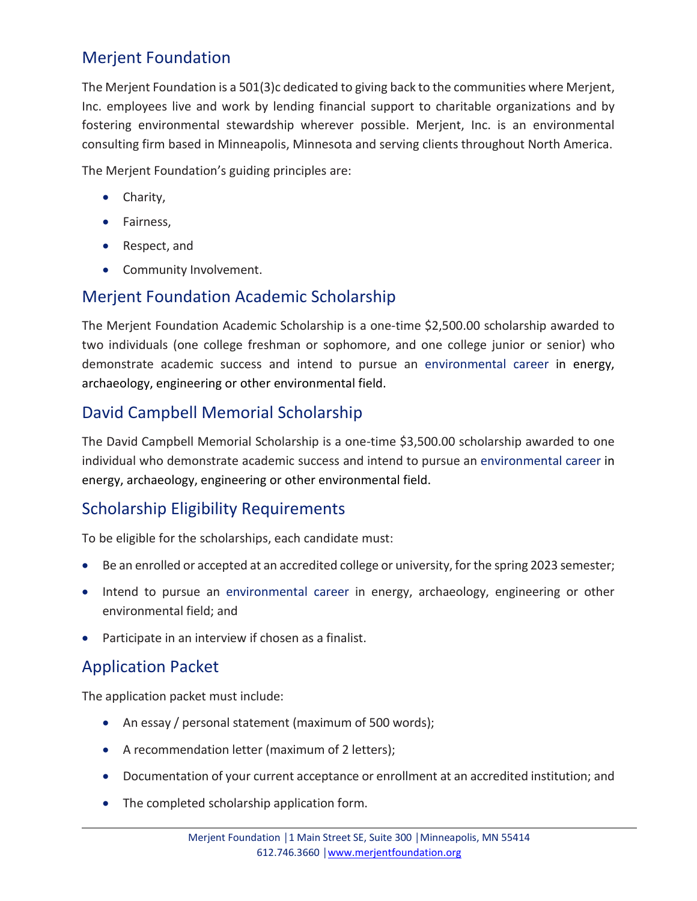## Merjent Foundation

The Merjent Foundation is a 501(3)c dedicated to giving back to the communities where Merjent, Inc. employees live and work by lending financial support to charitable organizations and by fostering environmental stewardship wherever possible. Merjent, Inc. is an environmental consulting firm based in Minneapolis, Minnesota and serving clients throughout North America.

The Merjent Foundation's guiding principles are:

- Charity,
- Fairness,
- Respect, and
- Community Involvement.

## Merjent Foundation Academic Scholarship

The Merjent Foundation Academic Scholarship is a one-time $2,500.00 scholarship awarded to two individuals (one college freshman or sophomore, and one college junior or senior) who demonstrate academic success and intend to pursue an environmental career in energy, archaeology, engineering or other environmental field.

## David Campbell Memorial Scholarship

The David Campbell Memorial Scholarship is a one-time $3,500.00 scholarship awarded to one individual who demonstrate academic success and intend to pursue an environmental career in energy, archaeology, engineering or other environmental field.

## Scholarship Eligibility Requirements

To be eligible for the scholarships, each candidate must:

- Be an enrolled or accepted at an accredited college or university, for the spring 2023 semester;
- Intend to pursue an environmental career in energy, archaeology, engineering or other environmental field; and
- Participate in an interview if chosen as a finalist.

## Application Packet

The application packet must include:

- An essay / personal statement (maximum of 500 words);
- A recommendation letter (maximum of 2 letters);
- Documentation of your current acceptance or enrollment at an accredited institution; and
- The completed scholarship application form.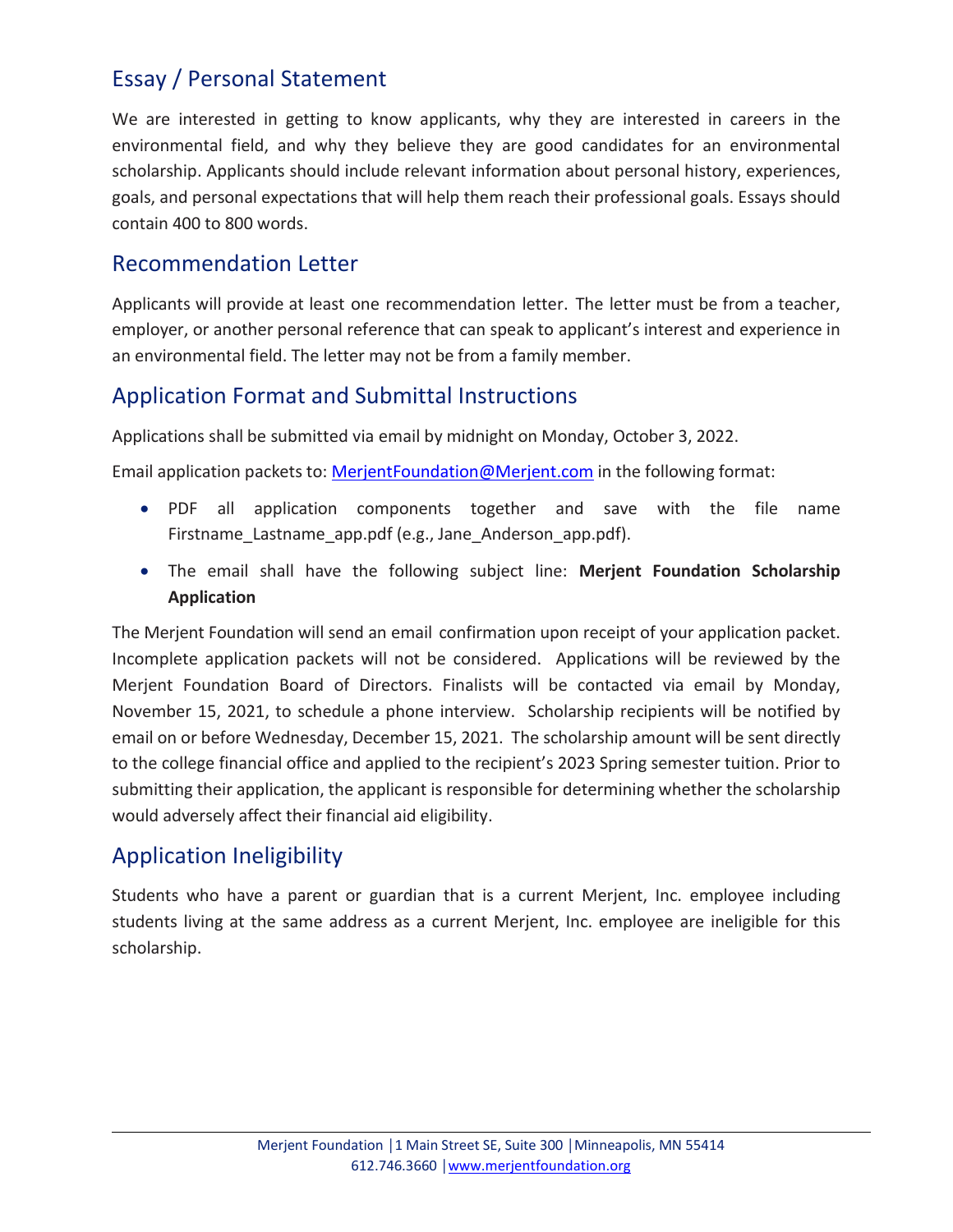## Essay / Personal Statement

We are interested in getting to know applicants, why they are interested in careers in the environmental field, and why they believe they are good candidates for an environmental scholarship. Applicants should include relevant information about personal history, experiences, goals, and personal expectations that will help them reach their professional goals. Essays should contain 400 to 800 words.

## Recommendation Letter

Applicants will provide at least one recommendation letter. The letter must be from a teacher, employer, or another personal reference that can speak to applicant's interest and experience in an environmental field. The letter may not be from a family member.

## Application Format and Submittal Instructions

Applications shall be submitted via email by midnight on Monday, October 3, 2022.

Email application packets to: MerjentFoundation@Merjent.com in the following format:

- PDF all application components together and save with the file name Firstname_Lastname_app.pdf (e.g., Jane_Anderson_app.pdf).
- The email shall have the following subject line: **Merjent Foundation Scholarship Application**

The Merjent Foundation will send an email confirmation upon receipt of your application packet. Incomplete application packets will not be considered. Applications will be reviewed by the Merjent Foundation Board of Directors. Finalists will be contacted via email by Monday, November 15, 2021, to schedule a phone interview. Scholarship recipients will be notified by email on or before Wednesday, December 15, 2021. The scholarship amount will be sent directly to the college financial office and applied to the recipient's 2023 Spring semester tuition. Prior to submitting their application, the applicant is responsible for determining whether the scholarship would adversely affect their financial aid eligibility.

## Application Ineligibility

Students who have a parent or guardian that is a current Merjent, Inc. employee including students living at the same address as a current Merjent, Inc. employee are ineligible for this scholarship.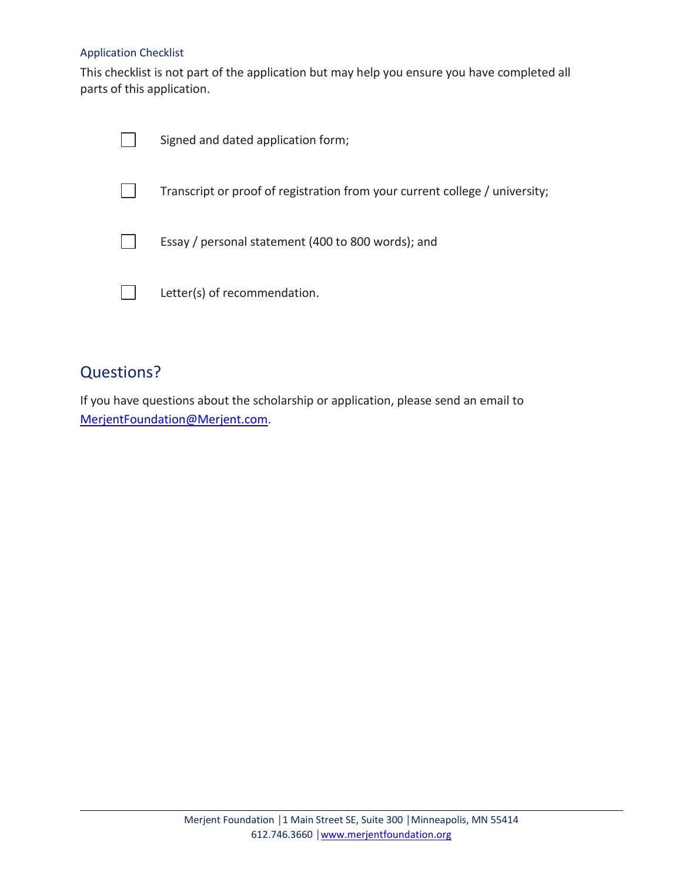### Application Checklist

This checklist is not part of the application but may help you ensure you have completed all parts of this application.

- [ ] Signed and dated application form;
- [ ] Transcript or proof of registration from your current college / university;
- [ ] Essay / personal statement (400 to 800 words); and
- [ ] Letter(s) of recommendation.

## Questions?

If you have questions about the scholarship or application, please send an email to [MerjentFoundation@Merjent.com](mailto:MerjentFoundation@Merjent.com).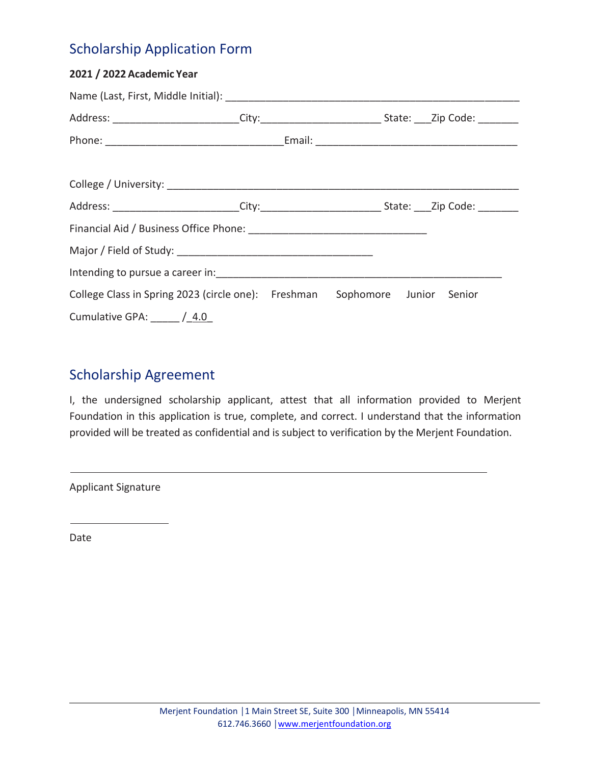## Scholarship Application Form

**2021 / 2022 Academic Year**

Name (Last, First, Middle Initial): ____________________________________________________

Address: ______________________City:_____________________ State: ___Zip Code: _______

Phone: ______________________________Email: __________________________________

College / University: ____________________________________________________________

Address: ______________________City:_____________________ State: ___Zip Code: _______

Financial Aid / Business Office Phone: ______________________________

Major / Field of Study: _________________________________

Intending to pursue a career in:________________________________________________

College Class in Spring 2023 (circle one): Freshman Sophomore Junior Senior

Cumulative GPA: _____ / 4.0

## Scholarship Agreement

I, the undersigned scholarship applicant, attest that all information provided to Merjent Foundation in this application is true, complete, and correct. I understand that the information provided will be treated as confidential and is subject to verification by the Merjent Foundation.

_______________________________________________________________________

Applicant Signature

_________________

Date

Merjent Foundation | 1 Main Street SE, Suite 300 | Minneapolis, MN 55414
612.746.3660 | www.merjentfoundation.org